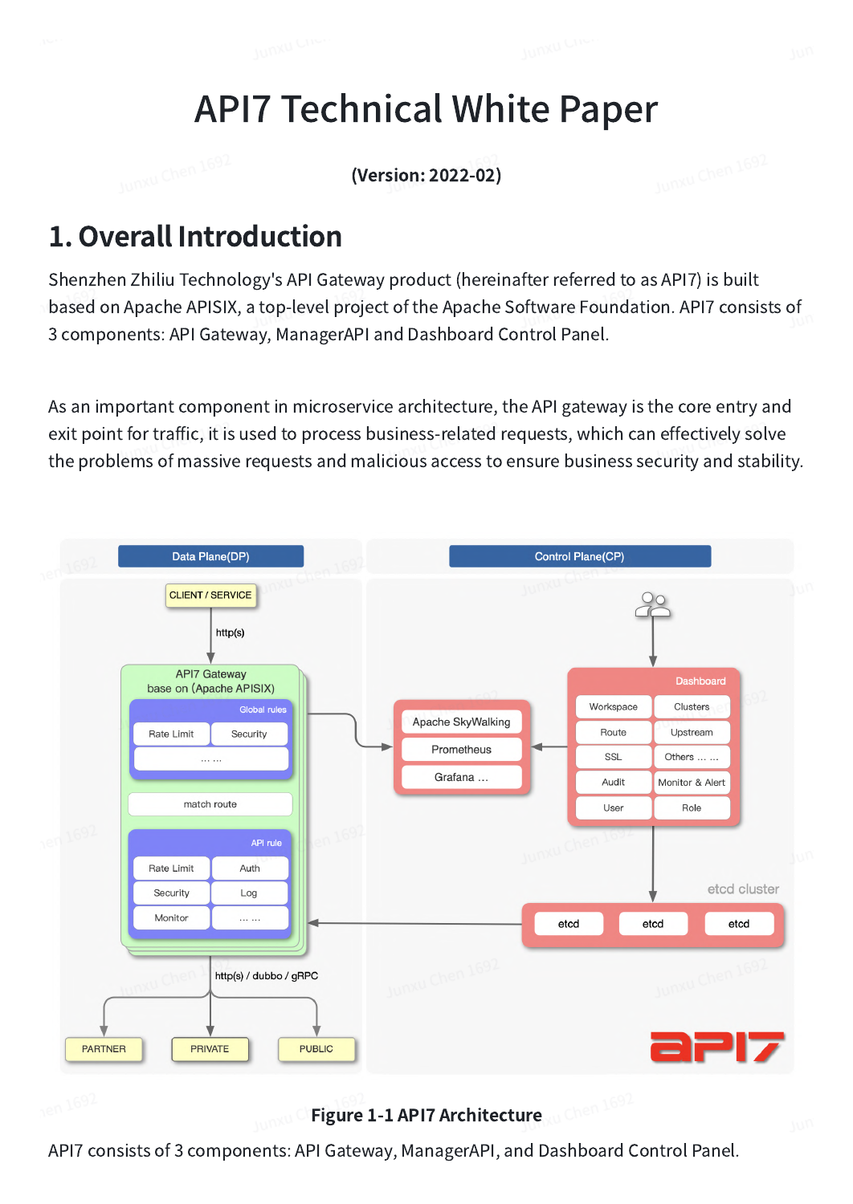# API7 Technical White Paper

**(Version: 2022-02)**

## 1. Overall Introduction

Shenzhen Zhiliu Technology's API Gateway product (hereinafter referred to as API7) is built based on Apache APISIX, a top-level project of the Apache Software Foundation. API7 consists of 3 components: API Gateway, ManagerAPI and Dashboard Control Panel.

As an important component in microservice architecture, the API gateway is the core entry and exit point for traffic, it is used to process business-related requests, which can effectively solve the problems of massive requests and malicious access to ensure business security and stability.

**Figure 1-1 API7 Architecture**

API7 consists of 3 components: API Gateway, ManagerAPI, and Dashboard Control Panel.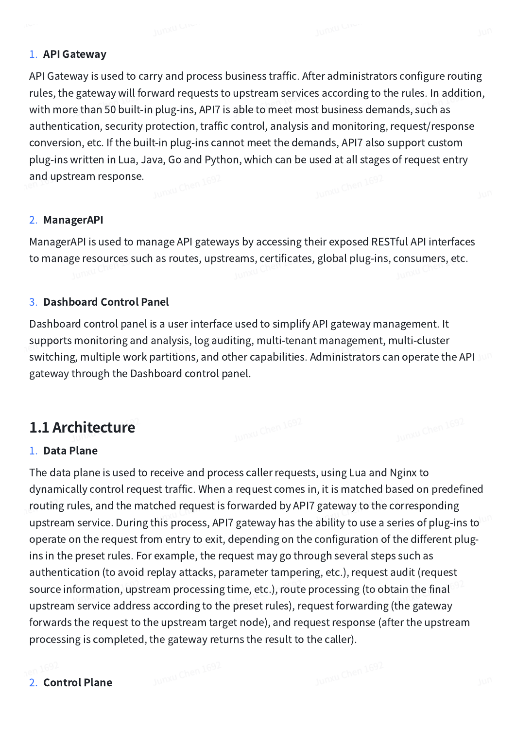1. **API Gateway**

API Gateway is used to carry and process business traffic. After administrators configure routing rules, the gateway will forward requests to upstream services according to the rules. In addition, with more than 50 built-in plug-ins, API7 is able to meet most business demands, such as authentication, security protection, traffic control, analysis and monitoring, request/response conversion, etc. If the built-in plug-ins cannot meet the demands, API7 also support custom plug-ins written in Lua, Java, Go and Python, which can be used at all stages of request entry and upstream response.

2. **ManagerAPI**

ManagerAPI is used to manage API gateways by accessing their exposed RESTful API interfaces to manage resources such as routes, upstreams, certificates, global plug-ins, consumers, etc.

3. **Dashboard Control Panel**

Dashboard control panel is a user interface used to simplify API gateway management. It supports monitoring and analysis, log auditing, multi-tenant management, multi-cluster switching, multiple work partitions, and other capabilities. Administrators can operate the API gateway through the Dashboard control panel.

## 1.1 Architecture

1. **Data Plane**

The data plane is used to receive and process caller requests, using Lua and Nginx to dynamically control request traffic. When a request comes in, it is matched based on predefined routing rules, and the matched request is forwarded by API7 gateway to the corresponding upstream service. During this process, API7 gateway has the ability to use a series of plug-ins to operate on the request from entry to exit, depending on the configuration of the different plug-ins in the preset rules. For example, the request may go through several steps such as authentication (to avoid replay attacks, parameter tampering, etc.), request audit (request source information, upstream processing time, etc.), route processing (to obtain the final upstream service address according to the preset rules), request forwarding (the gateway forwards the request to the upstream target node), and request response (after the upstream processing is completed, the gateway returns the result to the caller).

2. **Control Plane**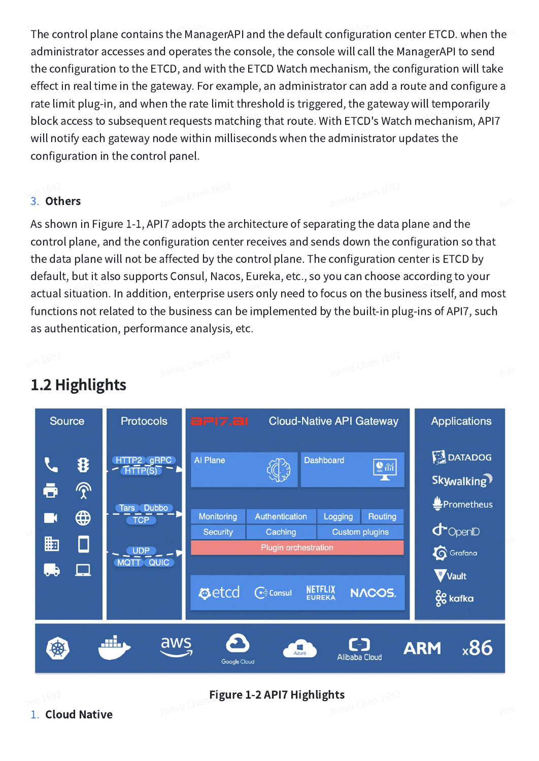The control plane contains the ManagerAPI and the default configuration center ETCD. when the administrator accesses and operates the console, the console will call the ManagerAPI to send the configuration to the ETCD, and with the ETCD Watch mechanism, the configuration will take effect in real time in the gateway. For example, an administrator can add a route and configure a rate limit plug-in, and when the rate limit threshold is triggered, the gateway will temporarily block access to subsequent requests matching that route. With ETCD's Watch mechanism, API7 will notify each gateway node within milliseconds when the administrator updates the configuration in the control panel.

3. **Others**

As shown in Figure 1-1, API7 adopts the architecture of separating the data plane and the control plane, and the configuration center receives and sends down the configuration so that the data plane will not be affected by the control plane. The configuration center is ETCD by default, but it also supports Consul, Nacos, Eureka, etc., so you can choose according to your actual situation. In addition, enterprise users only need to focus on the business itself, and most functions not related to the business can be implemented by the built-in plug-ins of API7, such as authentication, performance analysis, etc.

## 1.2 Highlights

Figure 1-2 API7 Highlights

1. **Cloud Native**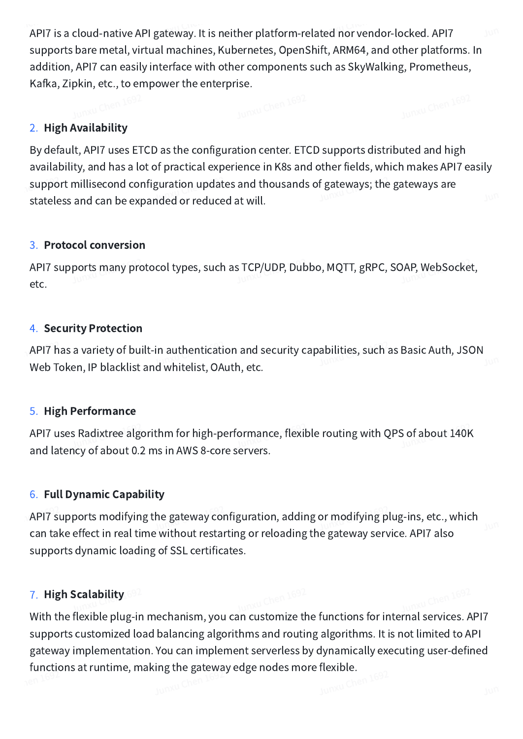API7 is a cloud-native API gateway. It is neither platform-related nor vendor-locked. API7 supports bare metal, virtual machines, Kubernetes, OpenShift, ARM64, and other platforms. In addition, API7 can easily interface with other components such as SkyWalking, Prometheus, Kafka, Zipkin, etc., to empower the enterprise.

2. **High Availability**

By default, API7 uses ETCD as the configuration center. ETCD supports distributed and high availability, and has a lot of practical experience in K8s and other fields, which makes API7 easily support millisecond configuration updates and thousands of gateways; the gateways are stateless and can be expanded or reduced at will.

3. **Protocol conversion**

API7 supports many protocol types, such as TCP/UDP, Dubbo, MQTT, gRPC, SOAP, WebSocket, etc.

4. **Security Protection**

API7 has a variety of built-in authentication and security capabilities, such as Basic Auth, JSON Web Token, IP blacklist and whitelist, OAuth, etc.

5. **High Performance**

API7 uses Radixtree algorithm for high-performance, flexible routing with QPS of about 140K and latency of about 0.2 ms in AWS 8-core servers.

6. **Full Dynamic Capability**

API7 supports modifying the gateway configuration, adding or modifying plug-ins, etc., which can take effect in real time without restarting or reloading the gateway service. API7 also supports dynamic loading of SSL certificates.

7. **High Scalability**

With the flexible plug-in mechanism, you can customize the functions for internal services. API7 supports customized load balancing algorithms and routing algorithms. It is not limited to API gateway implementation. You can implement serverless by dynamically executing user-defined functions at runtime, making the gateway edge nodes more flexible.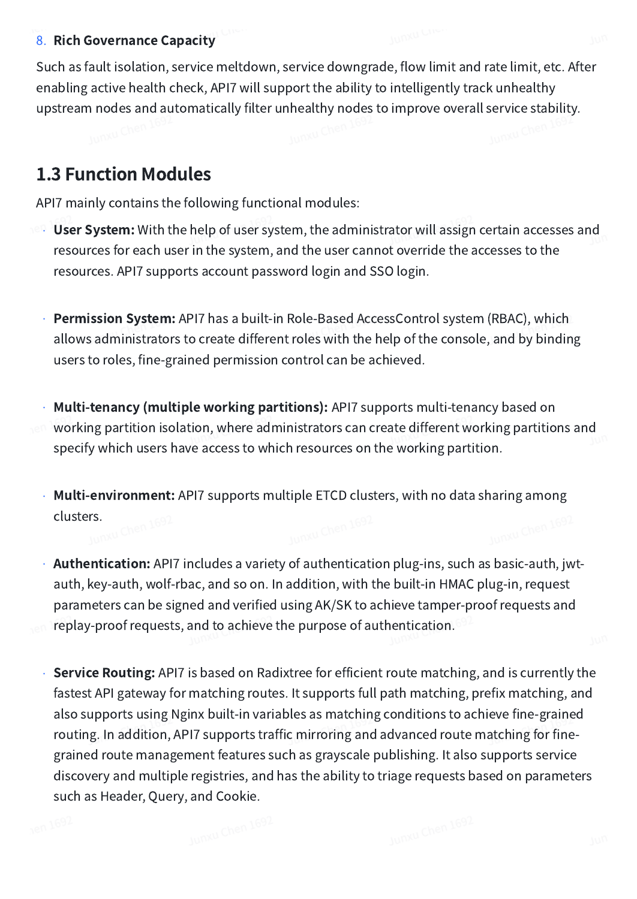8. **Rich Governance Capacity**

Such as fault isolation, service meltdown, service downgrade, flow limit and rate limit, etc. After enabling active health check, API7 will support the ability to intelligently track unhealthy upstream nodes and automatically filter unhealthy nodes to improve overall service stability.

## 1.3 Function Modules

API7 mainly contains the following functional modules:

- **User System:** With the help of user system, the administrator will assign certain accesses and resources for each user in the system, and the user cannot override the accesses to the resources. API7 supports account password login and SSO login.

- **Permission System:** API7 has a built-in Role-Based AccessControl system (RBAC), which allows administrators to create different roles with the help of the console, and by binding users to roles, fine-grained permission control can be achieved.

- **Multi-tenancy (multiple working partitions):** API7 supports multi-tenancy based on working partition isolation, where administrators can create different working partitions and specify which users have access to which resources on the working partition.

- **Multi-environment:** API7 supports multiple ETCD clusters, with no data sharing among clusters.

- **Authentication:** API7 includes a variety of authentication plug-ins, such as basic-auth, jwt-auth, key-auth, wolf-rbac, and so on. In addition, with the built-in HMAC plug-in, request parameters can be signed and verified using AK/SK to achieve tamper-proof requests and replay-proof requests, and to achieve the purpose of authentication.

- **Service Routing:** API7 is based on Radixtree for efficient route matching, and is currently the fastest API gateway for matching routes. It supports full path matching, prefix matching, and also supports using Nginx built-in variables as matching conditions to achieve fine-grained routing. In addition, API7 supports traffic mirroring and advanced route matching for fine-grained route management features such as grayscale publishing. It also supports service discovery and multiple registries, and has the ability to triage requests based on parameters such as Header, Query, and Cookie.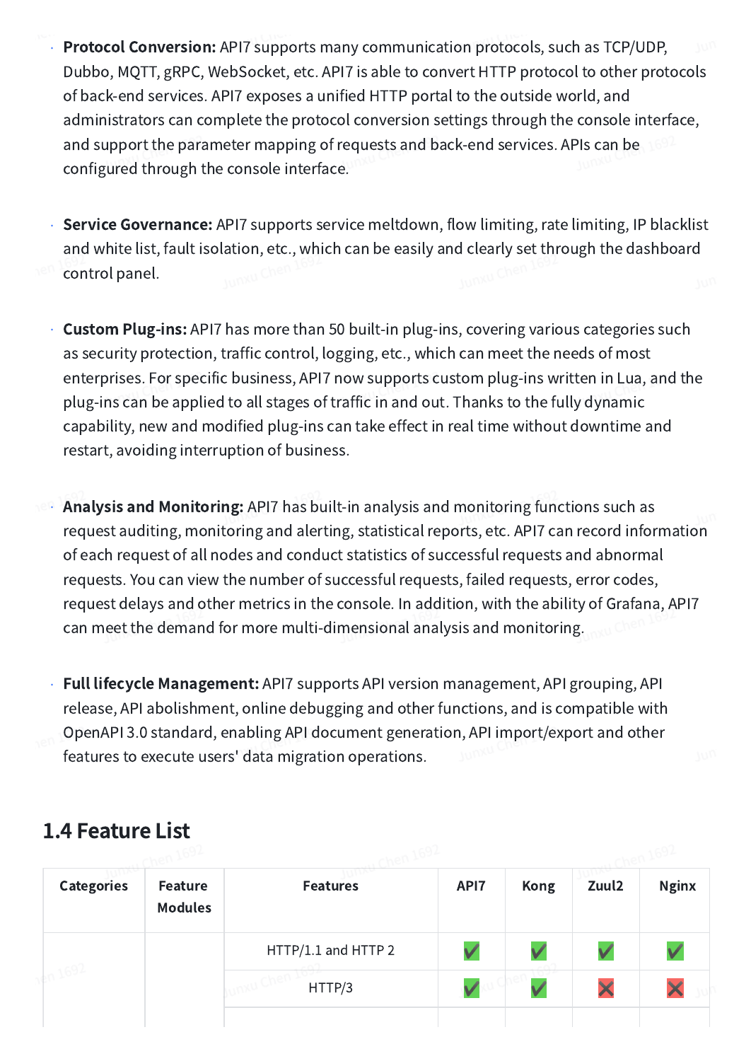- **Protocol Conversion:** API7 supports many communication protocols, such as TCP/UDP, Dubbo, MQTT, gRPC, WebSocket, etc. API7 is able to convert HTTP protocol to other protocols of back-end services. API7 exposes a unified HTTP portal to the outside world, and administrators can complete the protocol conversion settings through the console interface, and support the parameter mapping of requests and back-end services. APIs can be configured through the console interface.

- **Service Governance:** API7 supports service meltdown, flow limiting, rate limiting, IP blacklist and white list, fault isolation, etc., which can be easily and clearly set through the dashboard control panel.

- **Custom Plug-ins:** API7 has more than 50 built-in plug-ins, covering various categories such as security protection, traffic control, logging, etc., which can meet the needs of most enterprises. For specific business, API7 now supports custom plug-ins written in Lua, and the plug-ins can be applied to all stages of traffic in and out. Thanks to the fully dynamic capability, new and modified plug-ins can take effect in real time without downtime and restart, avoiding interruption of business.

- **Analysis and Monitoring:** API7 has built-in analysis and monitoring functions such as request auditing, monitoring and alerting, statistical reports, etc. API7 can record information of each request of all nodes and conduct statistics of successful requests and abnormal requests. You can view the number of successful requests, failed requests, error codes, request delays and other metrics in the console. In addition, with the ability of Grafana, API7 can meet the demand for more multi-dimensional analysis and monitoring.

- **Full lifecycle Management:** API7 supports API version management, API grouping, API release, API abolishment, online debugging and other functions, and is compatible with OpenAPI 3.0 standard, enabling API document generation, API import/export and other features to execute users' data migration operations.

## 1.4 Feature List

| Categories | Feature Modules | Features | API7 | Kong | Zuul2 | Nginx |
|---|---|---|---|---|---|---|
| | | HTTP/1.1 and HTTP 2 | ✅ | ✅ | ✅ | ✅ |
| | | HTTP/3 | ✅ | ✅ | ❌ | ❌ |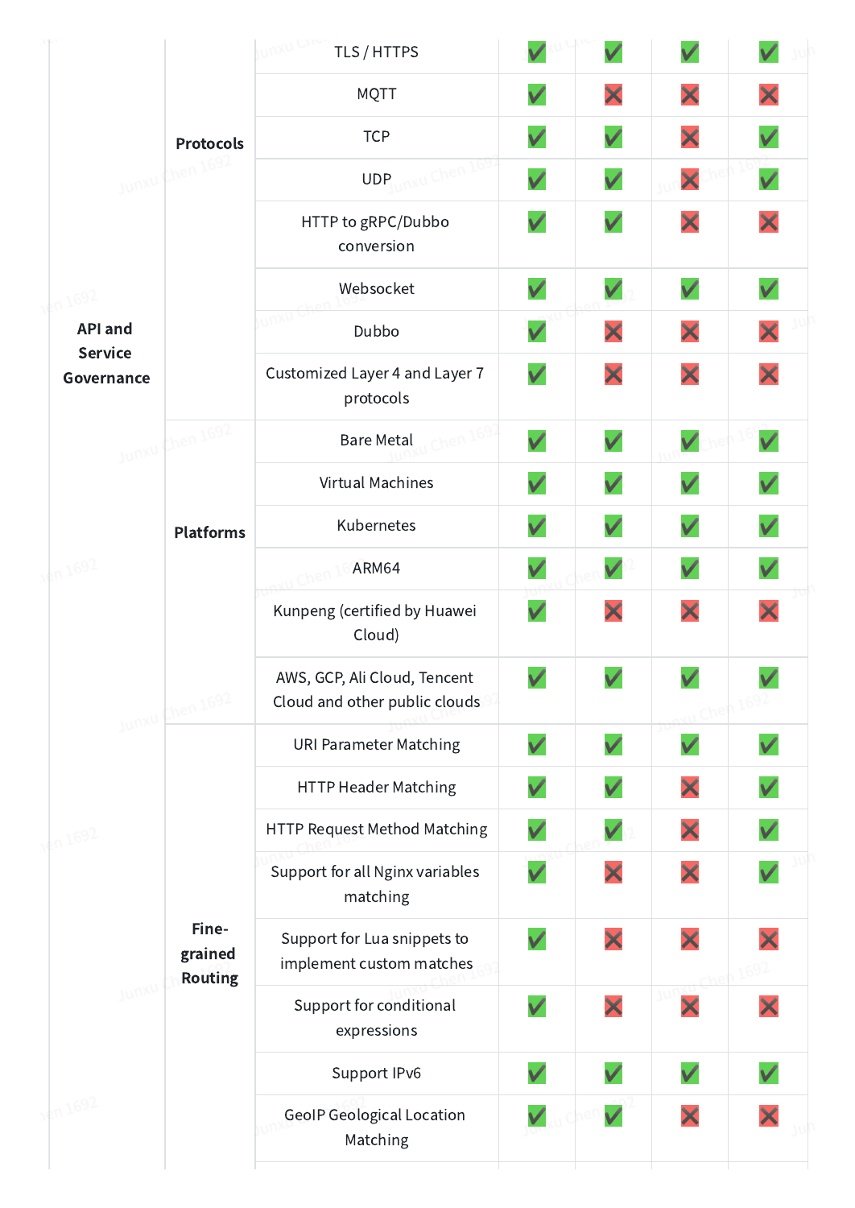| | | | | | | |
|---|---|---|---|---|---|---|
| API and Service Governance | Protocols | TLS / HTTPS | ✅ | ✅ | ✅ | ✅ |
| | | MQTT | ✅ | ❌ | ❌ | ❌ |
| | | TCP | ✅ | ✅ | ❌ | ✅ |
| | | UDP | ✅ | ✅ | ❌ | ✅ |
| | | HTTP to gRPC/Dubbo conversion | ✅ | ✅ | ❌ | ❌ |
| | | Websocket | ✅ | ✅ | ✅ | ✅ |
| | | Dubbo | ✅ | ❌ | ❌ | ❌ |
| | | Customized Layer 4 and Layer 7 protocols | ✅ | ❌ | ❌ | ❌ |
| | Platforms | Bare Metal | ✅ | ✅ | ✅ | ✅ |
| | | Virtual Machines | ✅ | ✅ | ✅ | ✅ |
| | | Kubernetes | ✅ | ✅ | ✅ | ✅ |
| | | ARM64 | ✅ | ✅ | ✅ | ✅ |
| | | Kunpeng (certified by Huawei Cloud) | ✅ | ❌ | ❌ | ❌ |
| | | AWS, GCP, Ali Cloud, Tencent Cloud and other public clouds | ✅ | ✅ | ✅ | ✅ |
| | Fine-grained Routing | URI Parameter Matching | ✅ | ✅ | ✅ | ✅ |
| | | HTTP Header Matching | ✅ | ✅ | ❌ | ✅ |
| | | HTTP Request Method Matching | ✅ | ✅ | ❌ | ✅ |
| | | Support for all Nginx variables matching | ✅ | ❌ | ❌ | ✅ |
| | | Support for Lua snippets to implement custom matches | ✅ | ❌ | ❌ | ❌ |
| | | Support for conditional expressions | ✅ | ❌ | ❌ | ❌ |
| | | Support IPv6 | ✅ | ✅ | ✅ | ✅ |
| | | GeoIP Geological Location Matching | ✅ | ✅ | ❌ | ❌ |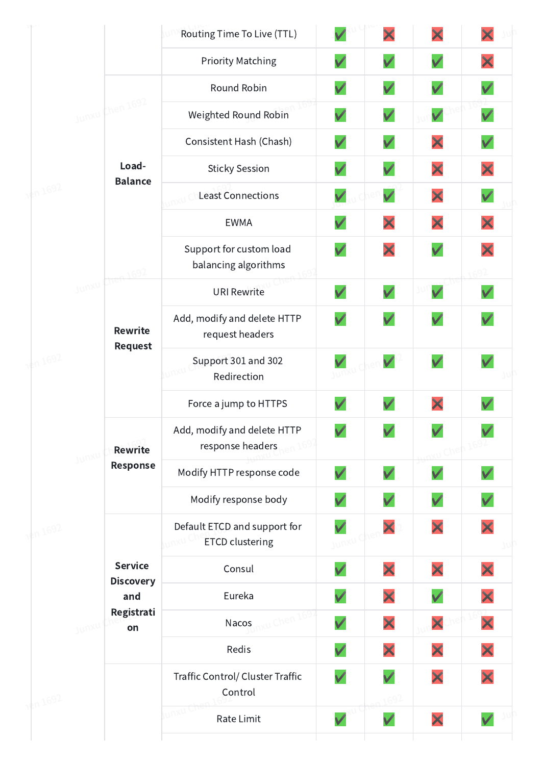| | | | | | |
|---|---|---|---|---|---|
| | Routing Time To Live (TTL) | ✅ | ❌ | ❌ | ❌ |
| | Priority Matching | ✅ | ✅ | ✅ | ❌ |
| **Load-Balance** | Round Robin | ✅ | ✅ | ✅ | ✅ |
| | Weighted Round Robin | ✅ | ✅ | ✅ | ✅ |
| | Consistent Hash (Chash) | ✅ | ✅ | ❌ | ✅ |
| | Sticky Session | ✅ | ✅ | ❌ | ❌ |
| | Least Connections | ✅ | ✅ | ❌ | ✅ |
| | EWMA | ✅ | ❌ | ❌ | ❌ |
| | Support for custom load balancing algorithms | ✅ | ❌ | ✅ | ❌ |
| **Rewrite Request** | URI Rewrite | ✅ | ✅ | ✅ | ✅ |
| | Add, modify and delete HTTP request headers | ✅ | ✅ | ✅ | ✅ |
| | Support 301 and 302 Redirection | ✅ | ✅ | ✅ | ✅ |
| | Force a jump to HTTPS | ✅ | ✅ | ❌ | ✅ |
| **Rewrite Response** | Add, modify and delete HTTP response headers | ✅ | ✅ | ✅ | ✅ |
| | Modify HTTP response code | ✅ | ✅ | ✅ | ✅ |
| | Modify response body | ✅ | ✅ | ✅ | ✅ |
| **Service Discovery and Registration** | Default ETCD and support for ETCD clustering | ✅ | ❌ | ❌ | ❌ |
| | Consul | ✅ | ❌ | ❌ | ❌ |
| | Eureka | ✅ | ❌ | ✅ | ❌ |
| | Nacos | ✅ | ❌ | ❌ | ❌ |
| | Redis | ✅ | ❌ | ❌ | ❌ |
| | Traffic Control/ Cluster Traffic Control | ✅ | ✅ | ❌ | ❌ |
| | Rate Limit | ✅ | ✅ | ❌ | ✅ |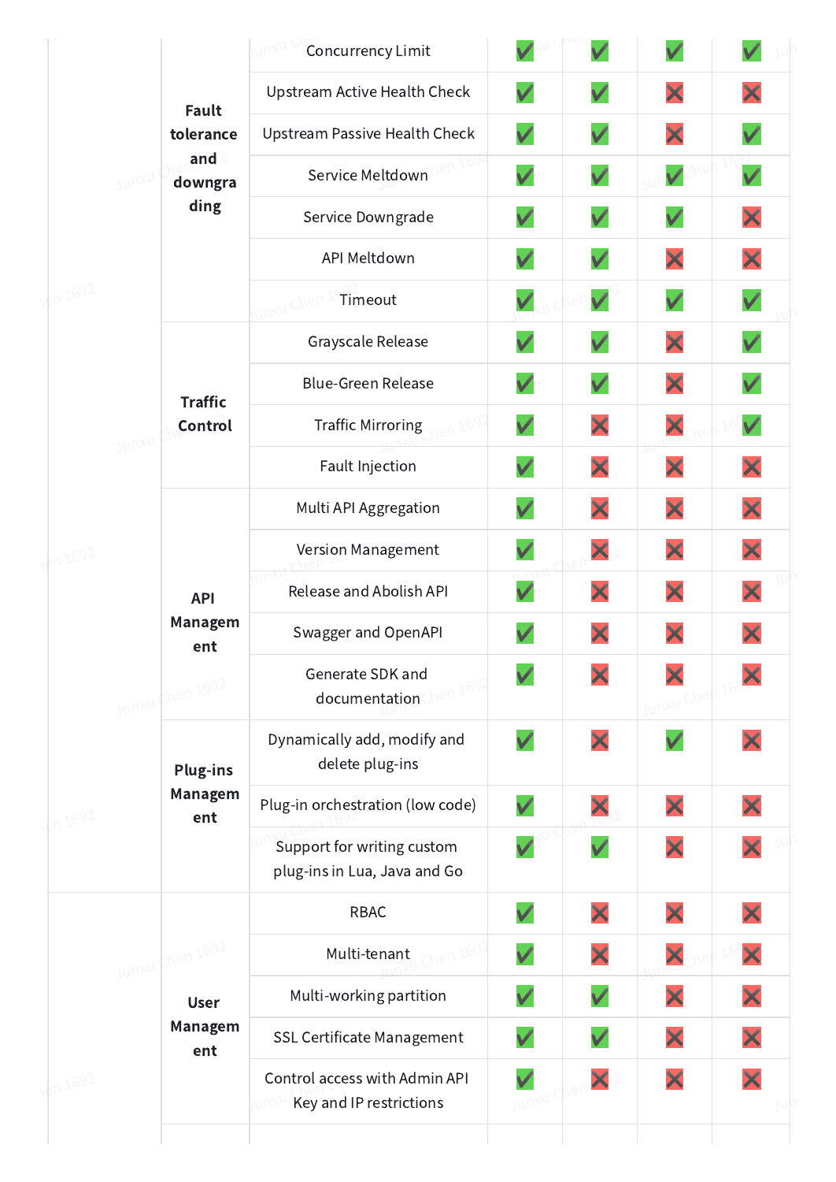| | | | | | | |
|---|---|---|---|---|---|---|
| | Fault tolerance and downgrading | Concurrency Limit | ✅ | ✅ | ✅ | ✅ |
| | | Upstream Active Health Check | ✅ | ✅ | ❌ | ❌ |
| | | Upstream Passive Health Check | ✅ | ✅ | ❌ | ✅ |
| | | Service Meltdown | ✅ | ✅ | ✅ | ✅ |
| | | Service Downgrade | ✅ | ✅ | ✅ | ❌ |
| | | API Meltdown | ✅ | ✅ | ❌ | ❌ |
| | | Timeout | ✅ | ✅ | ✅ | ✅ |
| | Traffic Control | Grayscale Release | ✅ | ✅ | ❌ | ✅ |
| | | Blue-Green Release | ✅ | ✅ | ❌ | ✅ |
| | | Traffic Mirroring | ✅ | ❌ | ❌ | ✅ |
| | | Fault Injection | ✅ | ❌ | ❌ | ❌ |
| | API Management | Multi API Aggregation | ✅ | ❌ | ❌ | ❌ |
| | | Version Management | ✅ | ❌ | ❌ | ❌ |
| | | Release and Abolish API | ✅ | ❌ | ❌ | ❌ |
| | | Swagger and OpenAPI | ✅ | ❌ | ❌ | ❌ |
| | | Generate SDK and documentation | ✅ | ❌ | ❌ | ❌ |
| | Plug-ins Management | Dynamically add, modify and delete plug-ins | ✅ | ❌ | ✅ | ❌ |
| | | Plug-in orchestration (low code) | ✅ | ❌ | ❌ | ❌ |
| | | Support for writing custom plug-ins in Lua, Java and Go | ✅ | ✅ | ❌ | ❌ |
| | User Management | RBAC | ✅ | ❌ | ❌ | ❌ |
| | | Multi-tenant | ✅ | ❌ | ❌ | ❌ |
| | | Multi-working partition | ✅ | ✅ | ❌ | ❌ |
| | | SSL Certificate Management | ✅ | ✅ | ❌ | ❌ |
| | | Control access with Admin API Key and IP restrictions | ✅ | ❌ | ❌ | ❌ |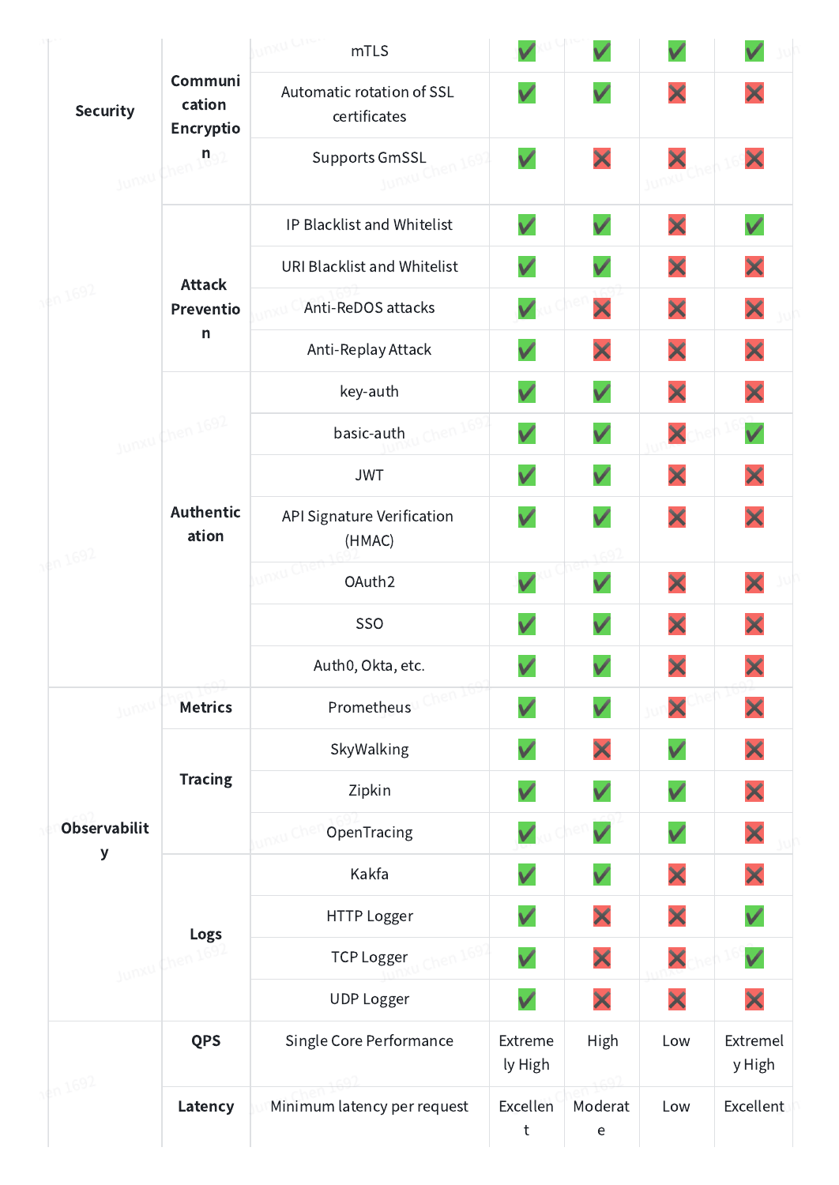| | | | | | | |
|---|---|---|---|---|---|---|
| Security | Communication Encryption | mTLS | ✅ | ✅ | ✅ | ✅ |
| | | Automatic rotation of SSL certificates | ✅ | ✅ | ❌ | ❌ |
| | | Supports GmSSL | ✅ | ❌ | ❌ | ❌ |
| | Attack Prevention | IP Blacklist and Whitelist | ✅ | ✅ | ❌ | ✅ |
| | | URI Blacklist and Whitelist | ✅ | ✅ | ❌ | ❌ |
| | | Anti-ReDOS attacks | ✅ | ❌ | ❌ | ❌ |
| | | Anti-Replay Attack | ✅ | ❌ | ❌ | ❌ |
| | Authentication | key-auth | ✅ | ✅ | ❌ | ❌ |
| | | basic-auth | ✅ | ✅ | ❌ | ✅ |
| | | JWT | ✅ | ✅ | ❌ | ❌ |
| | | API Signature Verification (HMAC) | ✅ | ✅ | ❌ | ❌ |
| | | OAuth2 | ✅ | ✅ | ❌ | ❌ |
| | | SSO | ✅ | ✅ | ❌ | ❌ |
| | | Auth0, Okta, etc. | ✅ | ✅ | ❌ | ❌ |
| Observability | Metrics | Prometheus | ✅ | ✅ | ❌ | ❌ |
| | Tracing | SkyWalking | ✅ | ❌ | ✅ | ❌ |
| | | Zipkin | ✅ | ✅ | ✅ | ❌ |
| | | OpenTracing | ✅ | ✅ | ✅ | ❌ |
| | Logs | Kakfa | ✅ | ✅ | ❌ | ❌ |
| | | HTTP Logger | ✅ | ❌ | ❌ | ✅ |
| | | TCP Logger | ✅ | ❌ | ❌ | ✅ |
| | | UDP Logger | ✅ | ❌ | ❌ | ❌ |
| | QPS | Single Core Performance | Extremely High | High | Low | Extremely High |
| | Latency | Minimum latency per request | Excellent | Moderate | Low | Excellent |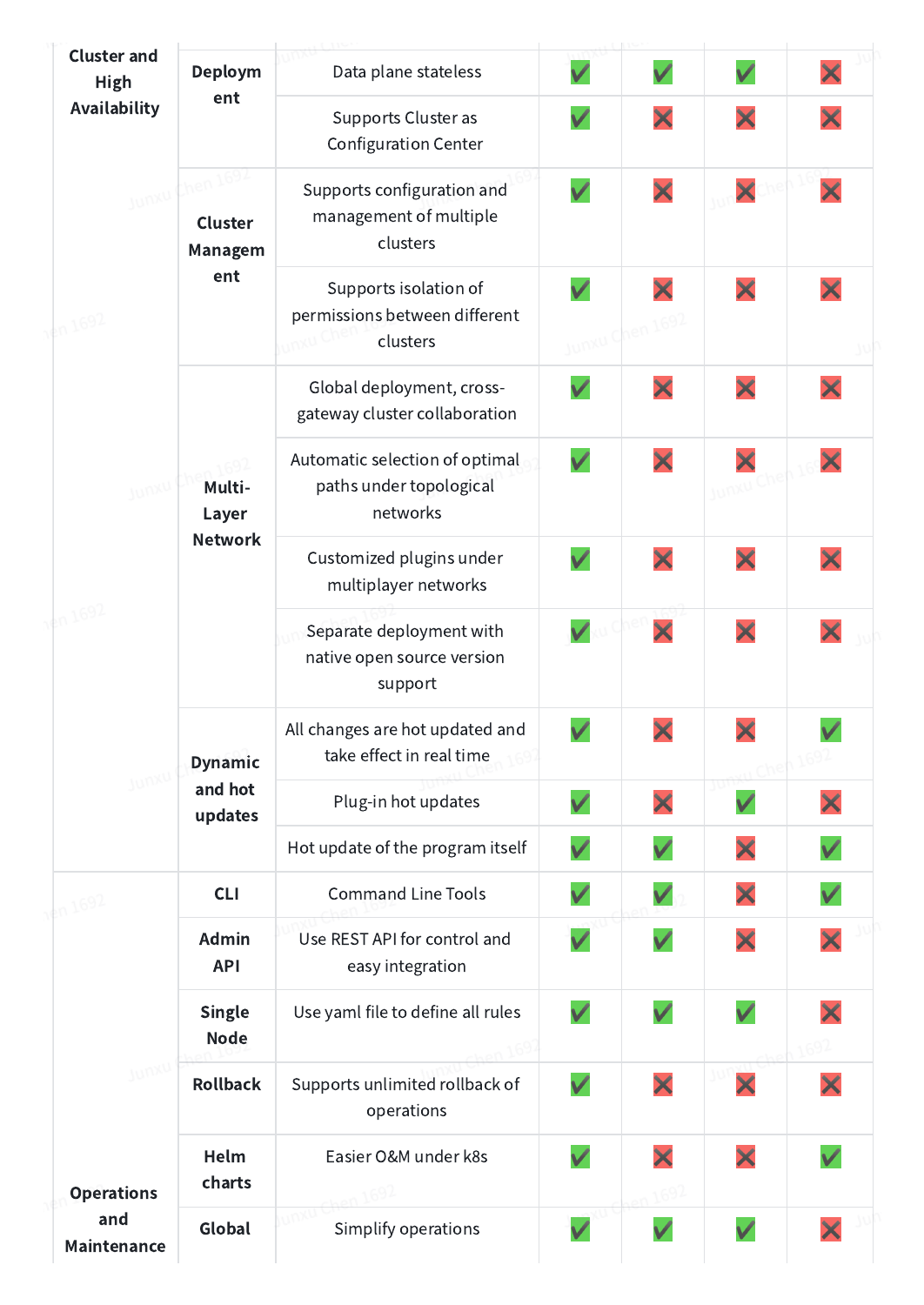| Cluster and High Availability | Deployment | Data plane stateless | ✅ | ✅ | ✅ | ❌ |
|---|---|---|---|---|---|---|
| | | Supports Cluster as Configuration Center | ✅ | ❌ | ❌ | ❌ |
| | Cluster Management | Supports configuration and management of multiple clusters | ✅ | ❌ | ❌ | ❌ |
| | | Supports isolation of permissions between different clusters | ✅ | ❌ | ❌ | ❌ |
| | Multi-Layer Network | Global deployment, cross-gateway cluster collaboration | ✅ | ❌ | ❌ | ❌ |
| | | Automatic selection of optimal paths under topological networks | ✅ | ❌ | ❌ | ❌ |
| | | Customized plugins under multiplayer networks | ✅ | ❌ | ❌ | ❌ |
| | | Separate deployment with native open source version support | ✅ | ❌ | ❌ | ❌ |
| | Dynamic and hot updates | All changes are hot updated and take effect in real time | ✅ | ❌ | ❌ | ✅ |
| | | Plug-in hot updates | ✅ | ❌ | ✅ | ❌ |
| | | Hot update of the program itself | ✅ | ✅ | ❌ | ✅ |
| Operations and Maintenance | CLI | Command Line Tools | ✅ | ✅ | ❌ | ✅ |
| | Admin API | Use REST API for control and easy integration | ✅ | ✅ | ❌ | ❌ |
| | Single Node | Use yaml file to define all rules | ✅ | ✅ | ✅ | ❌ |
| | Rollback | Supports unlimited rollback of operations | ✅ | ❌ | ❌ | ❌ |
| | Helm charts | Easier O&M under k8s | ✅ | ❌ | ❌ | ✅ |
| | Global | Simplify operations | ✅ | ✅ | ✅ | ❌ |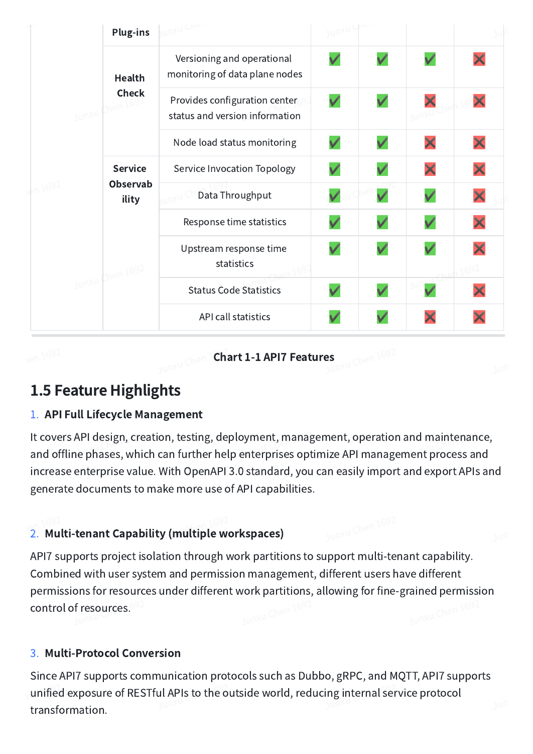| | | | | | | |
|---|---|---|---|---|---|---|
| | Plug-ins | | | | | |
| | Health Check | Versioning and operational monitoring of data plane nodes | ✅ | ✅ | ✅ | ❌ |
| | | Provides configuration center status and version information | ✅ | ✅ | ❌ | ❌ |
| | | Node load status monitoring | ✅ | ✅ | ❌ | ❌ |
| | Service Observability | Service Invocation Topology | ✅ | ✅ | ❌ | ❌ |
| | | Data Throughput | ✅ | ✅ | ✅ | ❌ |
| | | Response time statistics | ✅ | ✅ | ✅ | ❌ |
| | | Upstream response time statistics | ✅ | ✅ | ✅ | ❌ |
| | | Status Code Statistics | ✅ | ✅ | ✅ | ❌ |
| | | API call statistics | ✅ | ✅ | ❌ | ❌ |

**Chart 1-1 API7 Features**

## 1.5 Feature Highlights

1. **API Full Lifecycle Management**

It covers API design, creation, testing, deployment, management, operation and maintenance, and offline phases, which can further help enterprises optimize API management process and increase enterprise value. With OpenAPI 3.0 standard, you can easily import and export APIs and generate documents to make more use of API capabilities.

2. **Multi-tenant Capability (multiple workspaces)**

API7 supports project isolation through work partitions to support multi-tenant capability. Combined with user system and permission management, different users have different permissions for resources under different work partitions, allowing for fine-grained permission control of resources.

3. **Multi-Protocol Conversion**

Since API7 supports communication protocols such as Dubbo, gRPC, and MQTT, API7 supports unified exposure of RESTful APIs to the outside world, reducing internal service protocol transformation.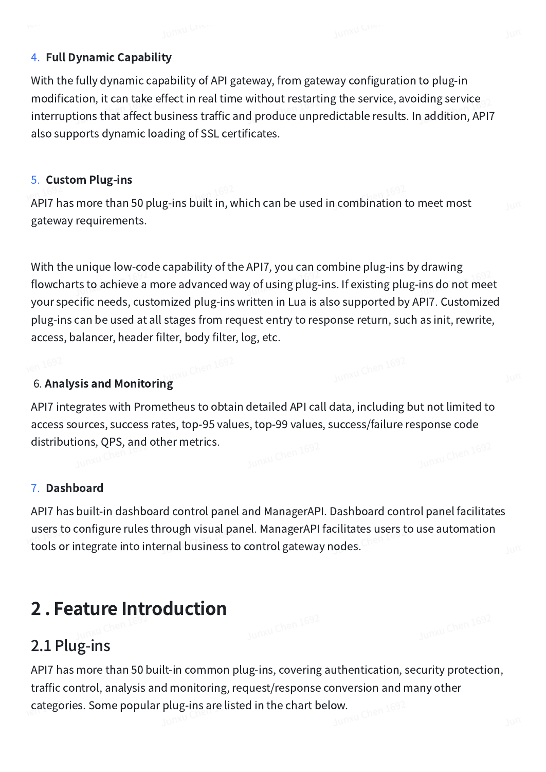4. **Full Dynamic Capability**

With the fully dynamic capability of API gateway, from gateway configuration to plug-in modification, it can take effect in real time without restarting the service, avoiding service interruptions that affect business traffic and produce unpredictable results. In addition, API7 also supports dynamic loading of SSL certificates.

5. **Custom Plug-ins**

API7 has more than 50 plug-ins built in, which can be used in combination to meet most gateway requirements.

With the unique low-code capability of the API7, you can combine plug-ins by drawing flowcharts to achieve a more advanced way of using plug-ins. If existing plug-ins do not meet your specific needs, customized plug-ins written in Lua is also supported by API7. Customized plug-ins can be used at all stages from request entry to response return, such as init, rewrite, access, balancer, header filter, body filter, log, etc.

6. **Analysis and Monitoring**

API7 integrates with Prometheus to obtain detailed API call data, including but not limited to access sources, success rates, top-95 values, top-99 values, success/failure response code distributions, QPS, and other metrics.

7. **Dashboard**

API7 has built-in dashboard control panel and ManagerAPI. Dashboard control panel facilitates users to configure rules through visual panel. ManagerAPI facilitates users to use automation tools or integrate into internal business to control gateway nodes.

# 2 . Feature Introduction

## 2.1 Plug-ins

API7 has more than 50 built-in common plug-ins, covering authentication, security protection, traffic control, analysis and monitoring, request/response conversion and many other categories. Some popular plug-ins are listed in the chart below.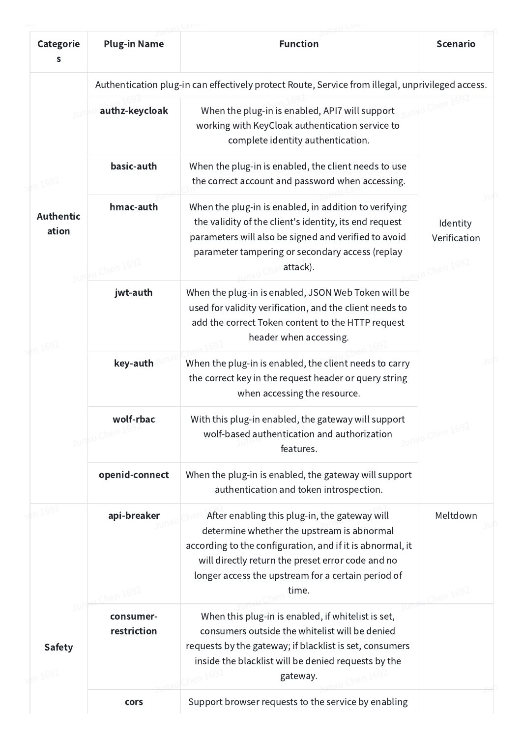| Categories | Plug-in Name | Function | Scenario |
|---|---|---|---|
| Authentication | | Authentication plug-in can effectively protect Route, Service from illegal, unprivileged access. | |
| | **authz-keycloak** | When the plug-in is enabled, API7 will support working with KeyCloak authentication service to complete identity authentication. | Identity Verification |
| | **basic-auth** | When the plug-in is enabled, the client needs to use the correct account and password when accessing. | |
| | **hmac-auth** | When the plug-in is enabled, in addition to verifying the validity of the client's identity, its end request parameters will also be signed and verified to avoid parameter tampering or secondary access (replay attack). | |
| | **jwt-auth** | When the plug-in is enabled, JSON Web Token will be used for validity verification, and the client needs to add the correct Token content to the HTTP request header when accessing. | |
| | **key-auth** | When the plug-in is enabled, the client needs to carry the correct key in the request header or query string when accessing the resource. | |
| | **wolf-rbac** | With this plug-in enabled, the gateway will support wolf-based authentication and authorization features. | |
| | **openid-connect** | When the plug-in is enabled, the gateway will support authentication and token introspection. | |
| Safety | **api-breaker** | After enabling this plug-in, the gateway will determine whether the upstream is abnormal according to the configuration, and if it is abnormal, it will directly return the preset error code and no longer access the upstream for a certain period of time. | Meltdown |
| | **consumer-restriction** | When this plug-in is enabled, if whitelist is set, consumers outside the whitelist will be denied requests by the gateway; if blacklist is set, consumers inside the blacklist will be denied requests by the gateway. | |
| | **cors** | Support browser requests to the service by enabling | |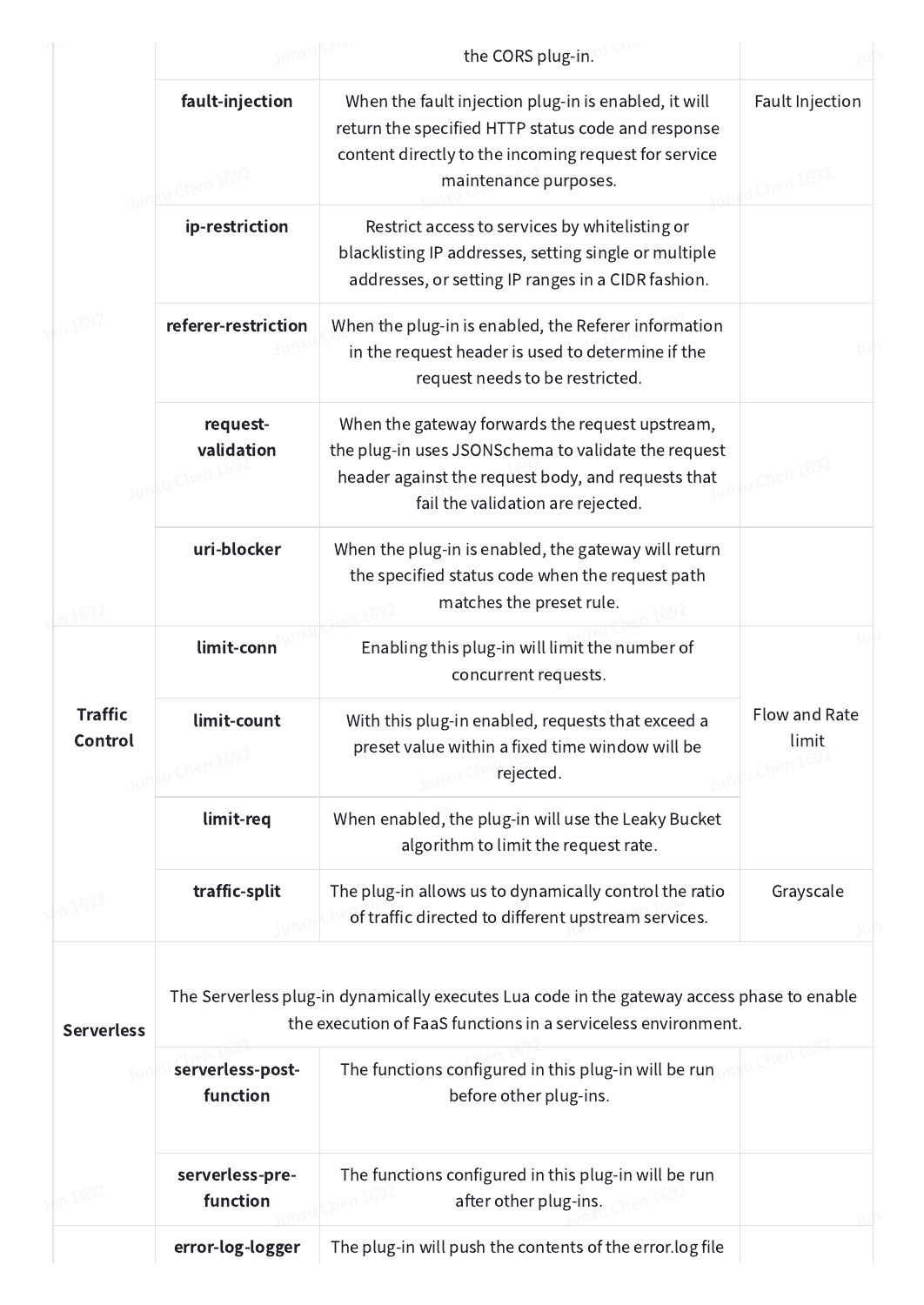| | | the CORS plug-in. | |
|---|---|---|---|
| | **fault-injection** | When the fault injection plug-in is enabled, it will return the specified HTTP status code and response content directly to the incoming request for service maintenance purposes. | Fault Injection |
| | **ip-restriction** | Restrict access to services by whitelisting or blacklisting IP addresses, setting single or multiple addresses, or setting IP ranges in a CIDR fashion. | |
| | **referer-restriction** | When the plug-in is enabled, the Referer information in the request header is used to determine if the request needs to be restricted. | |
| | **request-validation** | When the gateway forwards the request upstream, the plug-in uses JSONSchema to validate the request header against the request body, and requests that fail the validation are rejected. | |
| | **uri-blocker** | When the plug-in is enabled, the gateway will return the specified status code when the request path matches the preset rule. | |
| **Traffic Control** | **limit-conn** | Enabling this plug-in will limit the number of concurrent requests. | Flow and Rate limit |
| | **limit-count** | With this plug-in enabled, requests that exceed a preset value within a fixed time window will be rejected. | |
| | **limit-req** | When enabled, the plug-in will use the Leaky Bucket algorithm to limit the request rate. | |
| | **traffic-split** | The plug-in allows us to dynamically control the ratio of traffic directed to different upstream services. | Grayscale |
| **Serverless** | The Serverless plug-in dynamically executes Lua code in the gateway access phase to enable the execution of FaaS functions in a serviceless environment. | | |
| | **serverless-post-function** | The functions configured in this plug-in will be run before other plug-ins. | |
| | **serverless-pre-function** | The functions configured in this plug-in will be run after other plug-ins. | |
| | **error-log-logger** | The plug-in will push the contents of the error.log file | |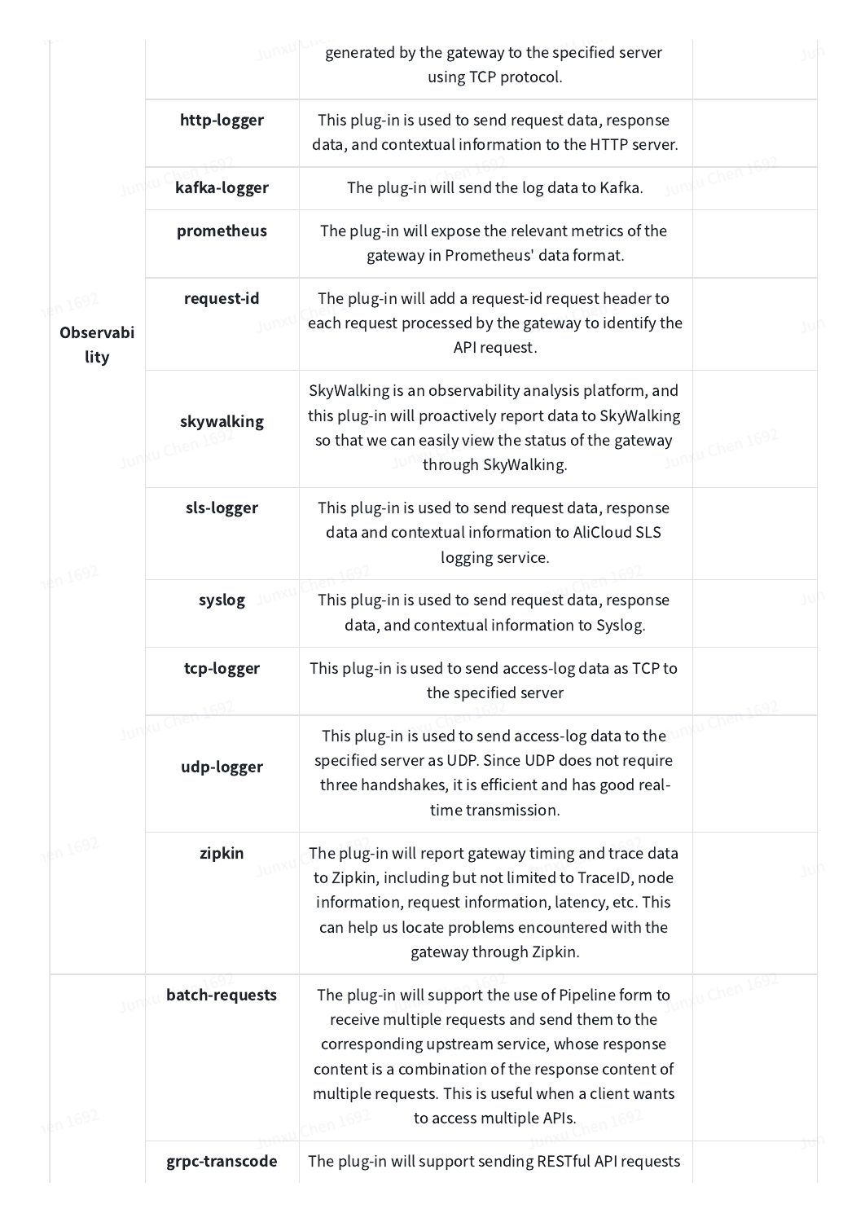| | | | |
|---|---|---|---|
| | | generated by the gateway to the specified server using TCP protocol. | |
| | **http-logger** | This plug-in is used to send request data, response data, and contextual information to the HTTP server. | |
| | **kafka-logger** | The plug-in will send the log data to Kafka. | |
| | **prometheus** | The plug-in will expose the relevant metrics of the gateway in Prometheus' data format. | |
| **Observability** | **request-id** | The plug-in will add a request-id request header to each request processed by the gateway to identify the API request. | |
| | **skywalking** | SkyWalking is an observability analysis platform, and this plug-in will proactively report data to SkyWalking so that we can easily view the status of the gateway through SkyWalking. | |
| | **sls-logger** | This plug-in is used to send request data, response data and contextual information to AliCloud SLS logging service. | |
| | **syslog** | This plug-in is used to send request data, response data, and contextual information to Syslog. | |
| | **tcp-logger** | This plug-in is used to send access-log data as TCP to the specified server | |
| | **udp-logger** | This plug-in is used to send access-log data to the specified server as UDP. Since UDP does not require three handshakes, it is efficient and has good real-time transmission. | |
| | **zipkin** | The plug-in will report gateway timing and trace data to Zipkin, including but not limited to TraceID, node information, request information, latency, etc. This can help us locate problems encountered with the gateway through Zipkin. | |
| | **batch-requests** | The plug-in will support the use of Pipeline form to receive multiple requests and send them to the corresponding upstream service, whose response content is a combination of the response content of multiple requests. This is useful when a client wants to access multiple APIs. | |
| | **grpc-transcode** | The plug-in will support sending RESTful API requests | |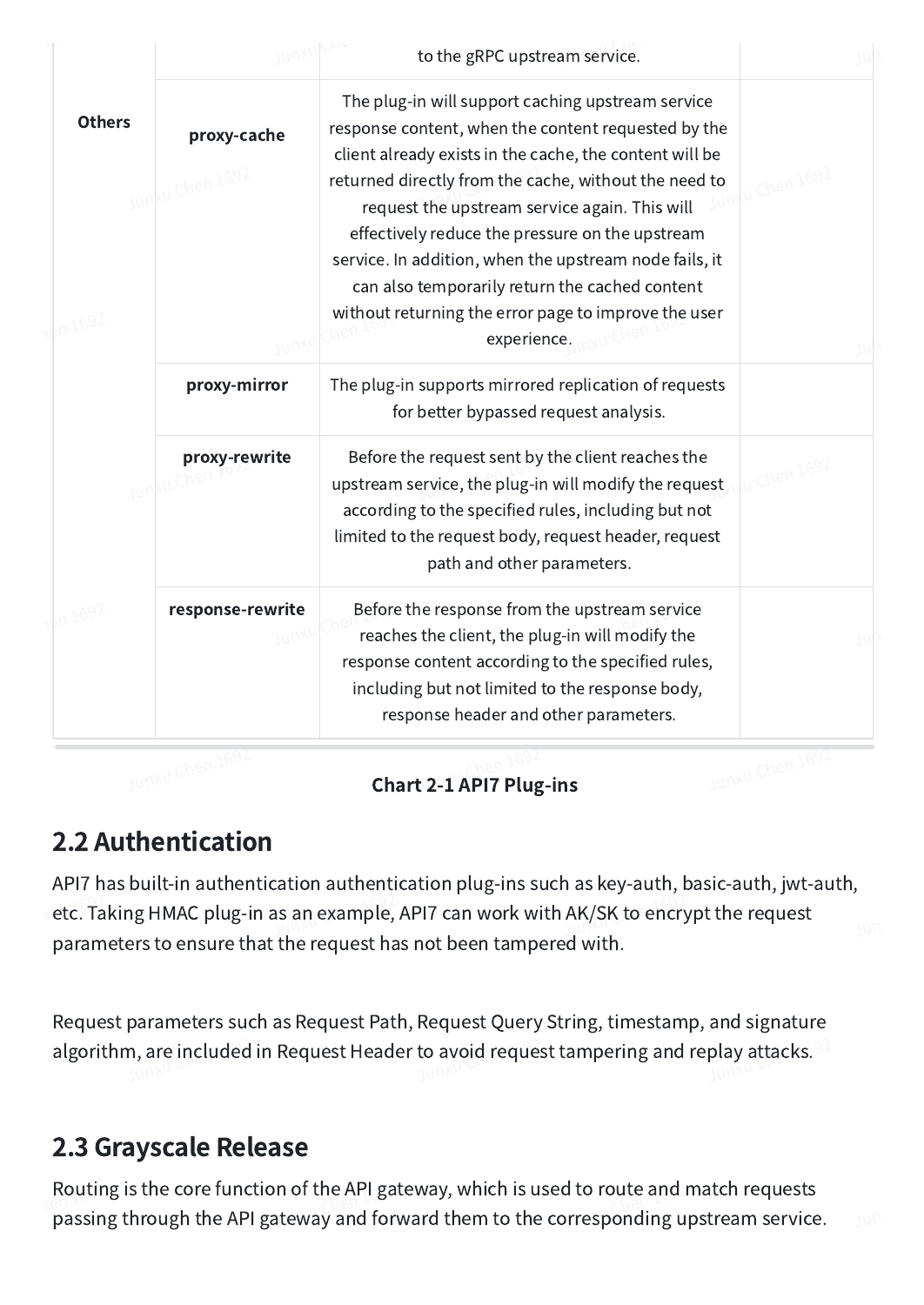| | | | |
|---|---|---|---|
| | | to the gRPC upstream service. | |
| **Others** | **proxy-cache** | The plug-in will support caching upstream service response content, when the content requested by the client already exists in the cache, the content will be returned directly from the cache, without the need to request the upstream service again. This will effectively reduce the pressure on the upstream service. In addition, when the upstream node fails, it can also temporarily return the cached content without returning the error page to improve the user experience. | |
| | **proxy-mirror** | The plug-in supports mirrored replication of requests for better bypassed request analysis. | |
| | **proxy-rewrite** | Before the request sent by the client reaches the upstream service, the plug-in will modify the request according to the specified rules, including but not limited to the request body, request header, request path and other parameters. | |
| | **response-rewrite** | Before the response from the upstream service reaches the client, the plug-in will modify the response content according to the specified rules, including but not limited to the response body, response header and other parameters. | |

**Chart 2-1 API7 Plug-ins**

## 2.2 Authentication

API7 has built-in authentication authentication plug-ins such as key-auth, basic-auth, jwt-auth, etc. Taking HMAC plug-in as an example, API7 can work with AK/SK to encrypt the request parameters to ensure that the request has not been tampered with.

Request parameters such as Request Path, Request Query String, timestamp, and signature algorithm, are included in Request Header to avoid request tampering and replay attacks.

## 2.3 Grayscale Release

Routing is the core function of the API gateway, which is used to route and match requests passing through the API gateway and forward them to the corresponding upstream service.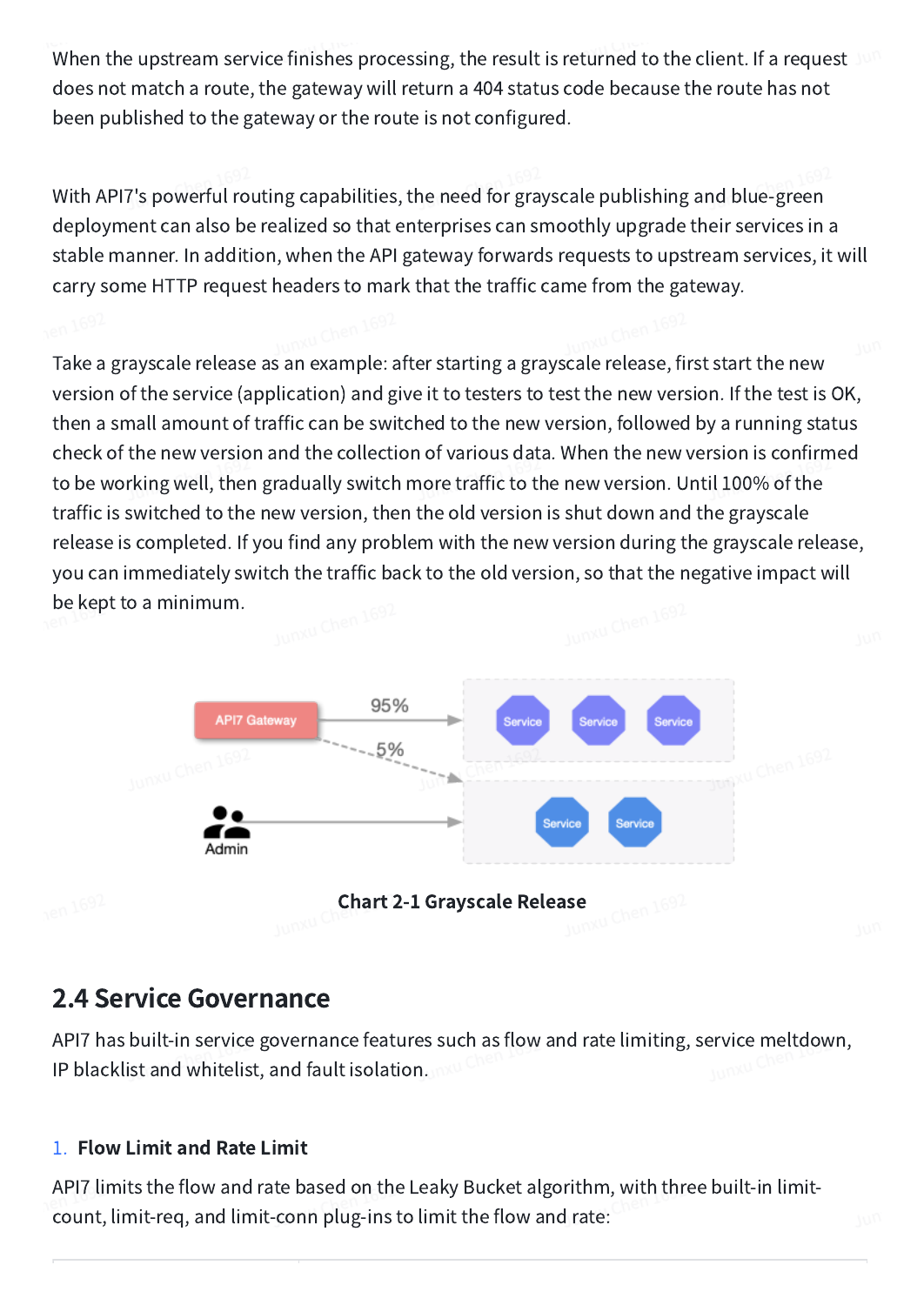When the upstream service finishes processing, the result is returned to the client. If a request does not match a route, the gateway will return a 404 status code because the route has not been published to the gateway or the route is not configured.

With API7's powerful routing capabilities, the need for grayscale publishing and blue-green deployment can also be realized so that enterprises can smoothly upgrade their services in a stable manner. In addition, when the API gateway forwards requests to upstream services, it will carry some HTTP request headers to mark that the traffic came from the gateway.

Take a grayscale release as an example: after starting a grayscale release, first start the new version of the service (application) and give it to testers to test the new version. If the test is OK, then a small amount of traffic can be switched to the new version, followed by a running status check of the new version and the collection of various data. When the new version is confirmed to be working well, then gradually switch more traffic to the new version. Until 100% of the traffic is switched to the new version, then the old version is shut down and the grayscale release is completed. If you find any problem with the new version during the grayscale release, you can immediately switch the traffic back to the old version, so that the negative impact will be kept to a minimum.

API7 Gateway — 95% → Service, Service, Service
API7 Gateway — 5% → Service, Service
Admin → Service, Service

**Chart 2-1 Grayscale Release**

## 2.4 Service Governance

API7 has built-in service governance features such as flow and rate limiting, service meltdown, IP blacklist and whitelist, and fault isolation.

1. **Flow Limit and Rate Limit**

API7 limits the flow and rate based on the Leaky Bucket algorithm, with three built-in limit-count, limit-req, and limit-conn plug-ins to limit the flow and rate: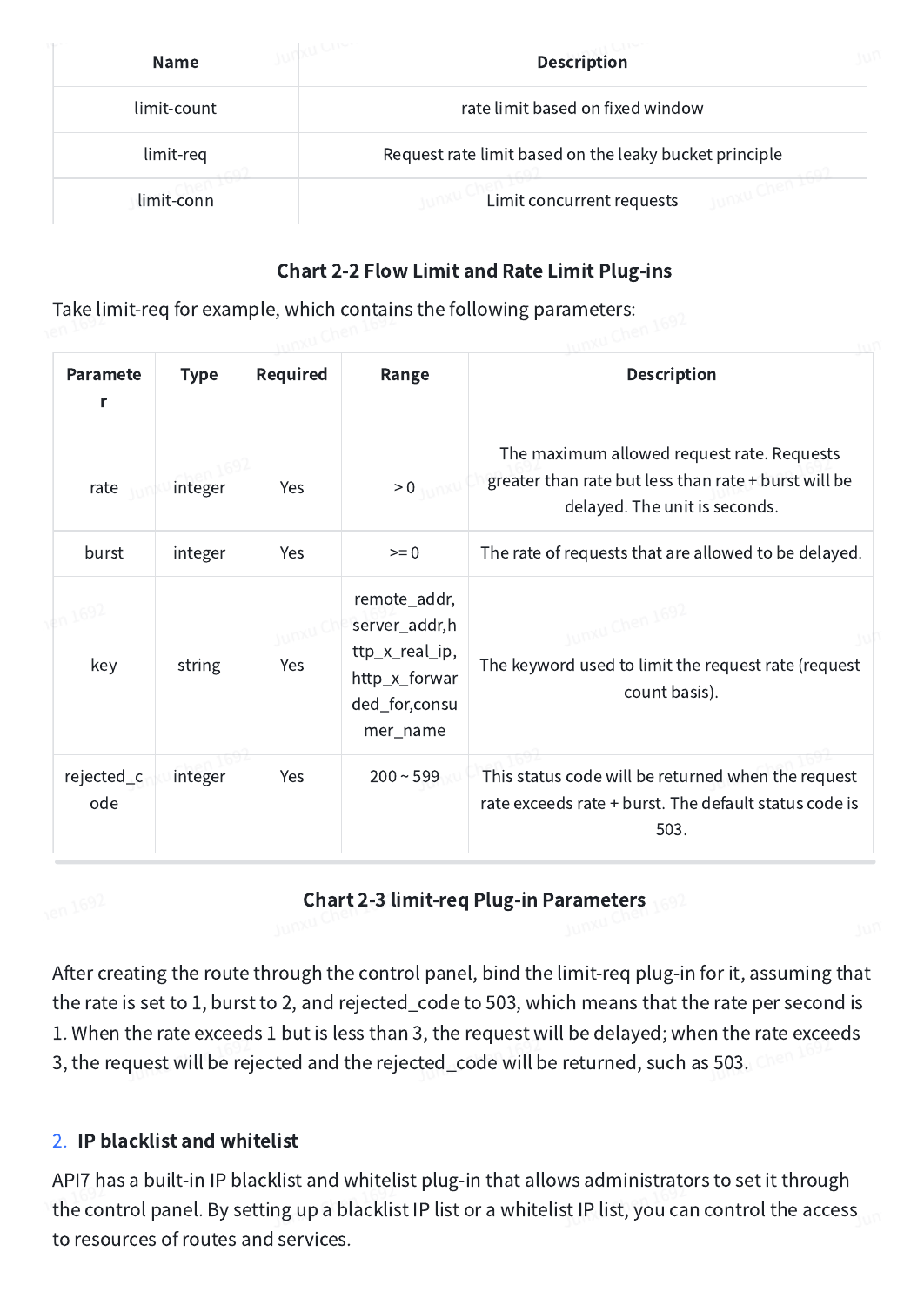| Name | Description |
| --- | --- |
| limit-count | rate limit based on fixed window |
| limit-req | Request rate limit based on the leaky bucket principle |
| limit-conn | Limit concurrent requests |

**Chart 2-2 Flow Limit and Rate Limit Plug-ins**

Take limit-req for example, which contains the following parameters:

| Parameter | Type | Required | Range | Description |
| --- | --- | --- | --- | --- |
| rate | integer | Yes | > 0 | The maximum allowed request rate. Requests greater than rate but less than rate + burst will be delayed. The unit is seconds. |
| burst | integer | Yes | >= 0 | The rate of requests that are allowed to be delayed. |
| key | string | Yes | remote_addr, server_addr,http_x_real_ip, http_x_forwarded_for,consumer_name | The keyword used to limit the request rate (request count basis). |
| rejected_code | integer | Yes | 200 ~ 599 | This status code will be returned when the request rate exceeds rate + burst. The default status code is 503. |

**Chart 2-3 limit-req Plug-in Parameters**

After creating the route through the control panel, bind the limit-req plug-in for it, assuming that the rate is set to 1, burst to 2, and rejected_code to 503, which means that the rate per second is 1. When the rate exceeds 1 but is less than 3, the request will be delayed; when the rate exceeds 3, the request will be rejected and the rejected_code will be returned, such as 503.

2. **IP blacklist and whitelist**

API7 has a built-in IP blacklist and whitelist plug-in that allows administrators to set it through the control panel. By setting up a blacklist IP list or a whitelist IP list, you can control the access to resources of routes and services.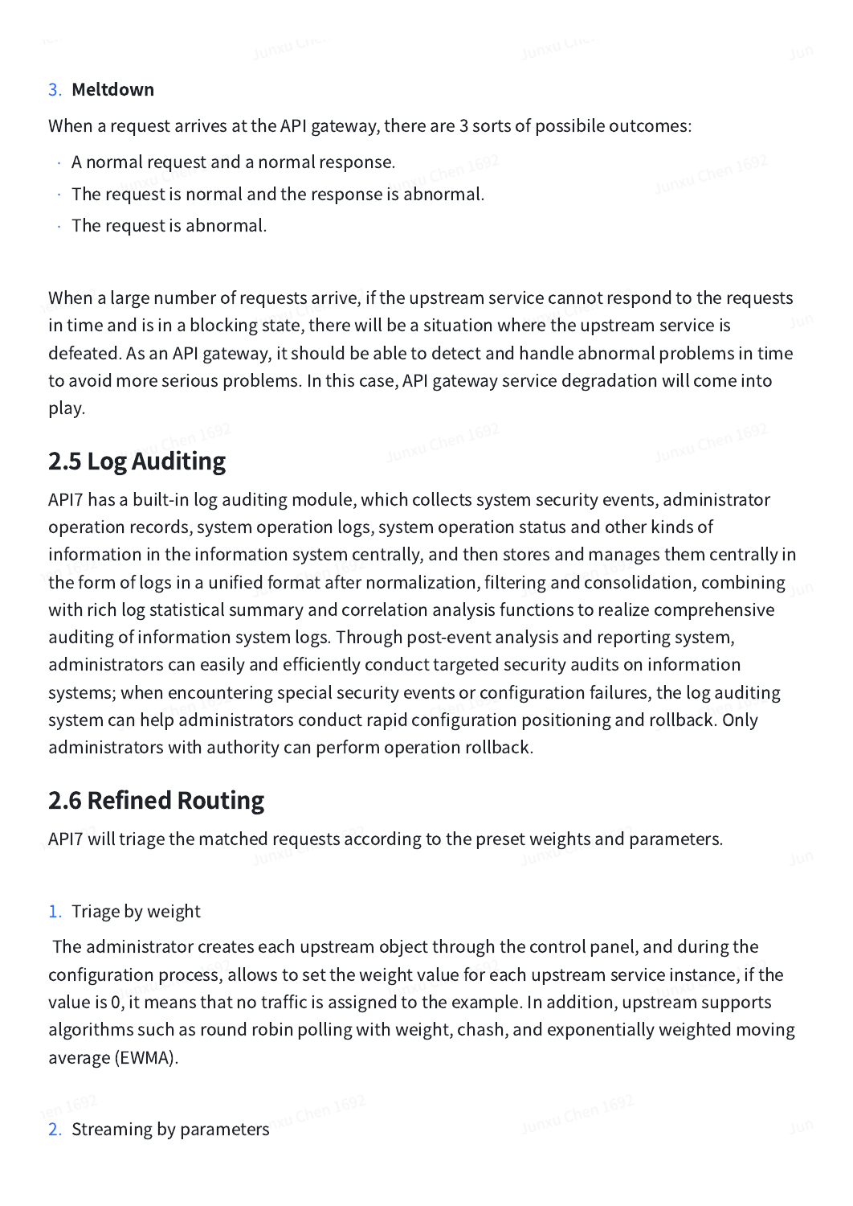3. **Meltdown**

When a request arrives at the API gateway, there are 3 sorts of possibile outcomes:

- A normal request and a normal response.
- The request is normal and the response is abnormal.
- The request is abnormal.

When a large number of requests arrive, if the upstream service cannot respond to the requests in time and is in a blocking state, there will be a situation where the upstream service is defeated. As an API gateway, it should be able to detect and handle abnormal problems in time to avoid more serious problems. In this case, API gateway service degradation will come into play.

## 2.5 Log Auditing

API7 has a built-in log auditing module, which collects system security events, administrator operation records, system operation logs, system operation status and other kinds of information in the information system centrally, and then stores and manages them centrally in the form of logs in a unified format after normalization, filtering and consolidation, combining with rich log statistical summary and correlation analysis functions to realize comprehensive auditing of information system logs. Through post-event analysis and reporting system, administrators can easily and efficiently conduct targeted security audits on information systems; when encountering special security events or configuration failures, the log auditing system can help administrators conduct rapid configuration positioning and rollback. Only administrators with authority can perform operation rollback.

## 2.6 Refined Routing

API7 will triage the matched requests according to the preset weights and parameters.

1. Triage by weight

The administrator creates each upstream object through the control panel, and during the configuration process, allows to set the weight value for each upstream service instance, if the value is 0, it means that no traffic is assigned to the example. In addition, upstream supports algorithms such as round robin polling with weight, chash, and exponentially weighted moving average (EWMA).

2. Streaming by parameters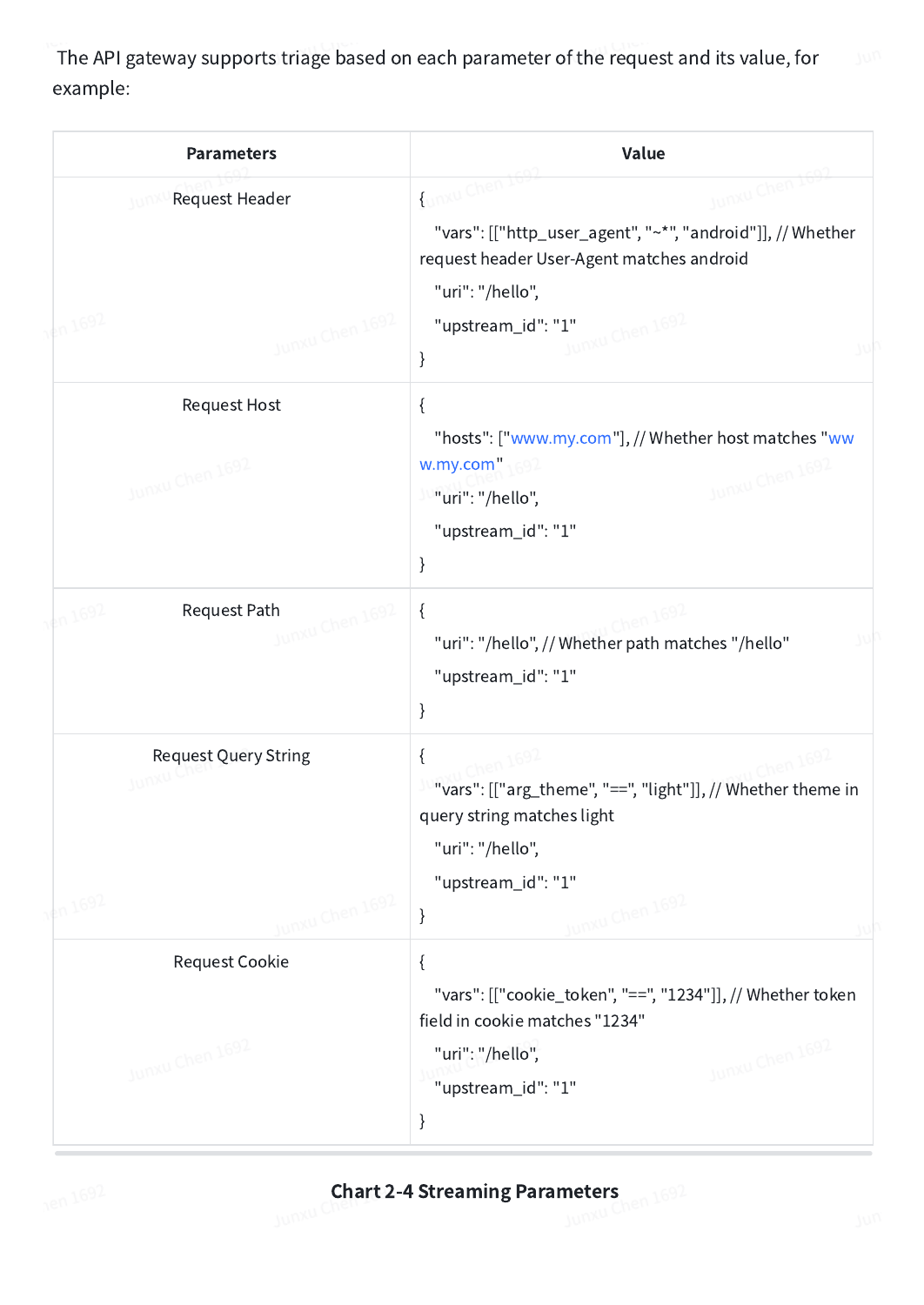The API gateway supports triage based on each parameter of the request and its value, for example:

| Parameters | Value |
| --- | --- |
| Request Header | { "vars": [["http_user_agent", "~*", "android"]], // Whether request header User-Agent matches android "uri": "/hello", "upstream_id": "1" } |
| Request Host | { "hosts": ["www.my.com"], // Whether host matches "www.my.com" "uri": "/hello", "upstream_id": "1" } |
| Request Path | { "uri": "/hello", // Whether path matches "/hello" "upstream_id": "1" } |
| Request Query String | { "vars": [["arg_theme", "==", "light"]], // Whether theme in query string matches light "uri": "/hello", "upstream_id": "1" } |
| Request Cookie | { "vars": [["cookie_token", "==", "1234"]], // Whether token field in cookie matches "1234" "uri": "/hello", "upstream_id": "1" } |

**Chart 2-4 Streaming Parameters**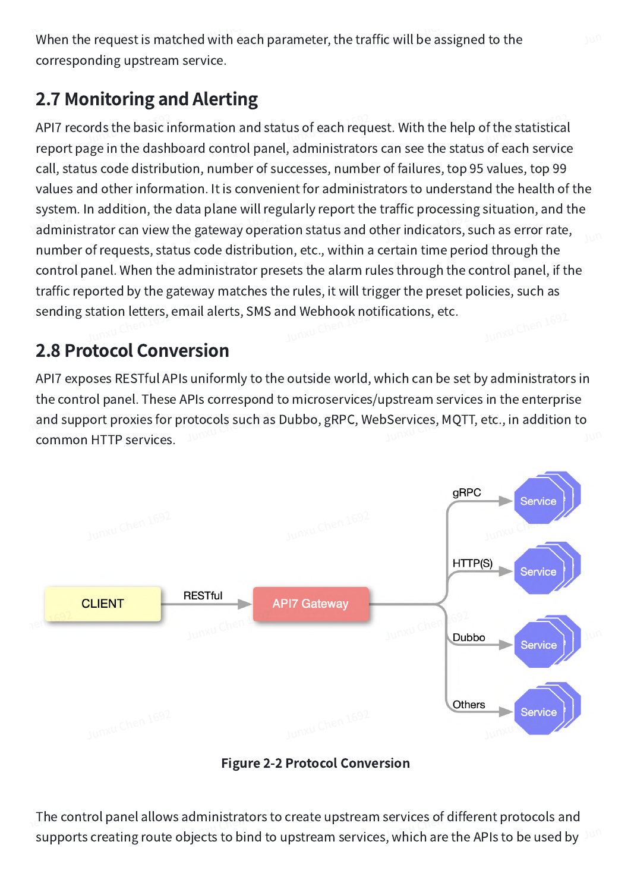When the request is matched with each parameter, the traffic will be assigned to the corresponding upstream service.

## 2.7 Monitoring and Alerting

API7 records the basic information and status of each request. With the help of the statistical report page in the dashboard control panel, administrators can see the status of each service call, status code distribution, number of successes, number of failures, top 95 values, top 99 values and other information. It is convenient for administrators to understand the health of the system. In addition, the data plane will regularly report the traffic processing situation, and the administrator can view the gateway operation status and other indicators, such as error rate, number of requests, status code distribution, etc., within a certain time period through the control panel. When the administrator presets the alarm rules through the control panel, if the traffic reported by the gateway matches the rules, it will trigger the preset policies, such as sending station letters, email alerts, SMS and Webhook notifications, etc.

## 2.8 Protocol Conversion

API7 exposes RESTful APIs uniformly to the outside world, which can be set by administrators in the control panel. These APIs correspond to microservices/upstream services in the enterprise and support proxies for protocols such as Dubbo, gRPC, WebServices, MQTT, etc., in addition to common HTTP services.

**Figure 2-2 Protocol Conversion**

The control panel allows administrators to create upstream services of different protocols and supports creating route objects to bind to upstream services, which are the APIs to be used by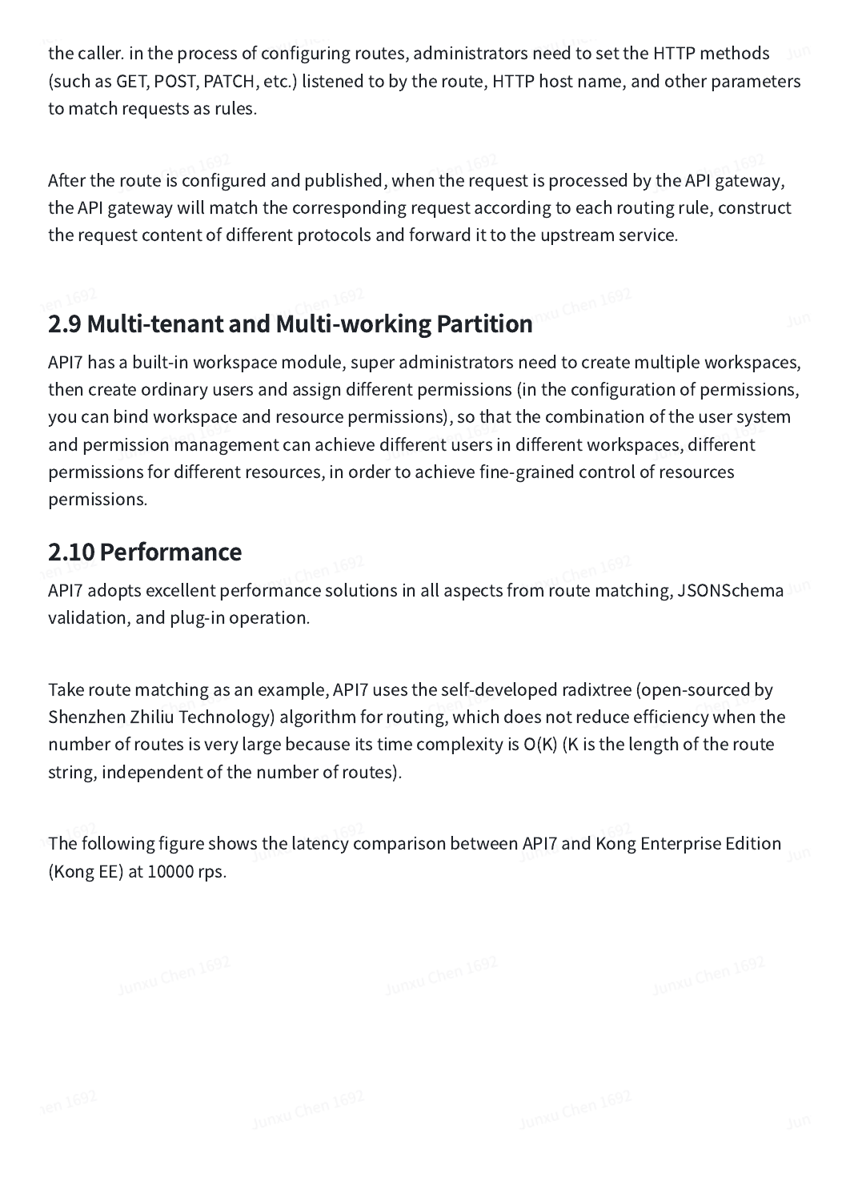the caller. in the process of configuring routes, administrators need to set the HTTP methods (such as GET, POST, PATCH, etc.) listened to by the route, HTTP host name, and other parameters to match requests as rules.

After the route is configured and published, when the request is processed by the API gateway, the API gateway will match the corresponding request according to each routing rule, construct the request content of different protocols and forward it to the upstream service.

## 2.9 Multi-tenant and Multi-working Partition

API7 has a built-in workspace module, super administrators need to create multiple workspaces, then create ordinary users and assign different permissions (in the configuration of permissions, you can bind workspace and resource permissions), so that the combination of the user system and permission management can achieve different users in different workspaces, different permissions for different resources, in order to achieve fine-grained control of resources permissions.

## 2.10 Performance

API7 adopts excellent performance solutions in all aspects from route matching, JSONSchema validation, and plug-in operation.

Take route matching as an example, API7 uses the self-developed radixtree (open-sourced by Shenzhen Zhiliu Technology) algorithm for routing, which does not reduce efficiency when the number of routes is very large because its time complexity is O(K) (K is the length of the route string, independent of the number of routes).

The following figure shows the latency comparison between API7 and Kong Enterprise Edition (Kong EE) at 10000 rps.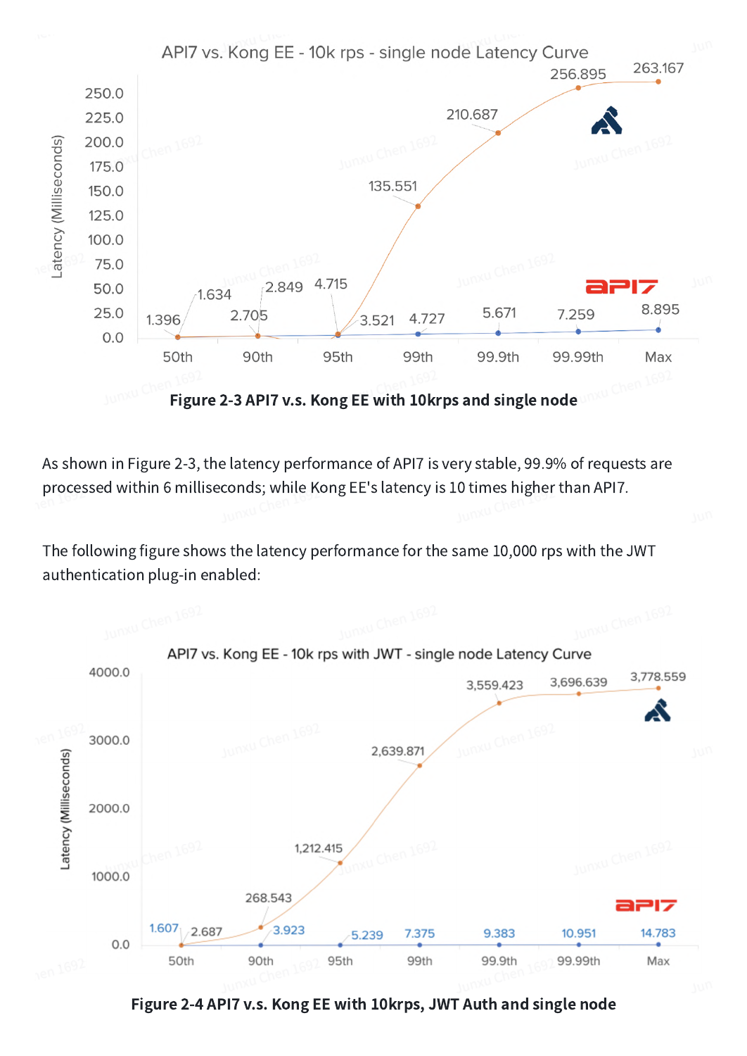API7 vs. Kong EE - 10k rps - single node Latency Curve

| Percentile | Kong EE (ms) | API7 (ms) |
|---|---|---|
| 50th | 1.396 | 1.634 |
| 90th | 2.705 | 2.849 |
| 95th | 4.715 | 3.521 |
| 99th | 135.551 | 4.727 |
| 99.9th | 210.687 | 5.671 |
| 99.99th | 256.895 | 7.259 |
| Max | 263.167 | 8.895 |

**Figure 2-3 API7 v.s. Kong EE with 10krps and single node**

As shown in Figure 2-3, the latency performance of API7 is very stable, 99.9% of requests are processed within 6 milliseconds; while Kong EE's latency is 10 times higher than API7.

The following figure shows the latency performance for the same 10,000 rps with the JWT authentication plug-in enabled:

API7 vs. Kong EE - 10k rps with JWT - single node Latency Curve

| Percentile | Kong EE (ms) | API7 (ms) |
|---|---|---|
| 50th | 2.687 | 1.607 |
| 90th | 268.543 | 3.923 |
| 95th | 1,212.415 | 5.239 |
| 99th | 2,639.871 | 7.375 |
| 99.9th | 3,559.423 | 9.383 |
| 99.99th | 3,696.639 | 10.951 |
| Max | 3,778.559 | 14.783 |

**Figure 2-4 API7 v.s. Kong EE with 10krps, JWT Auth and single node**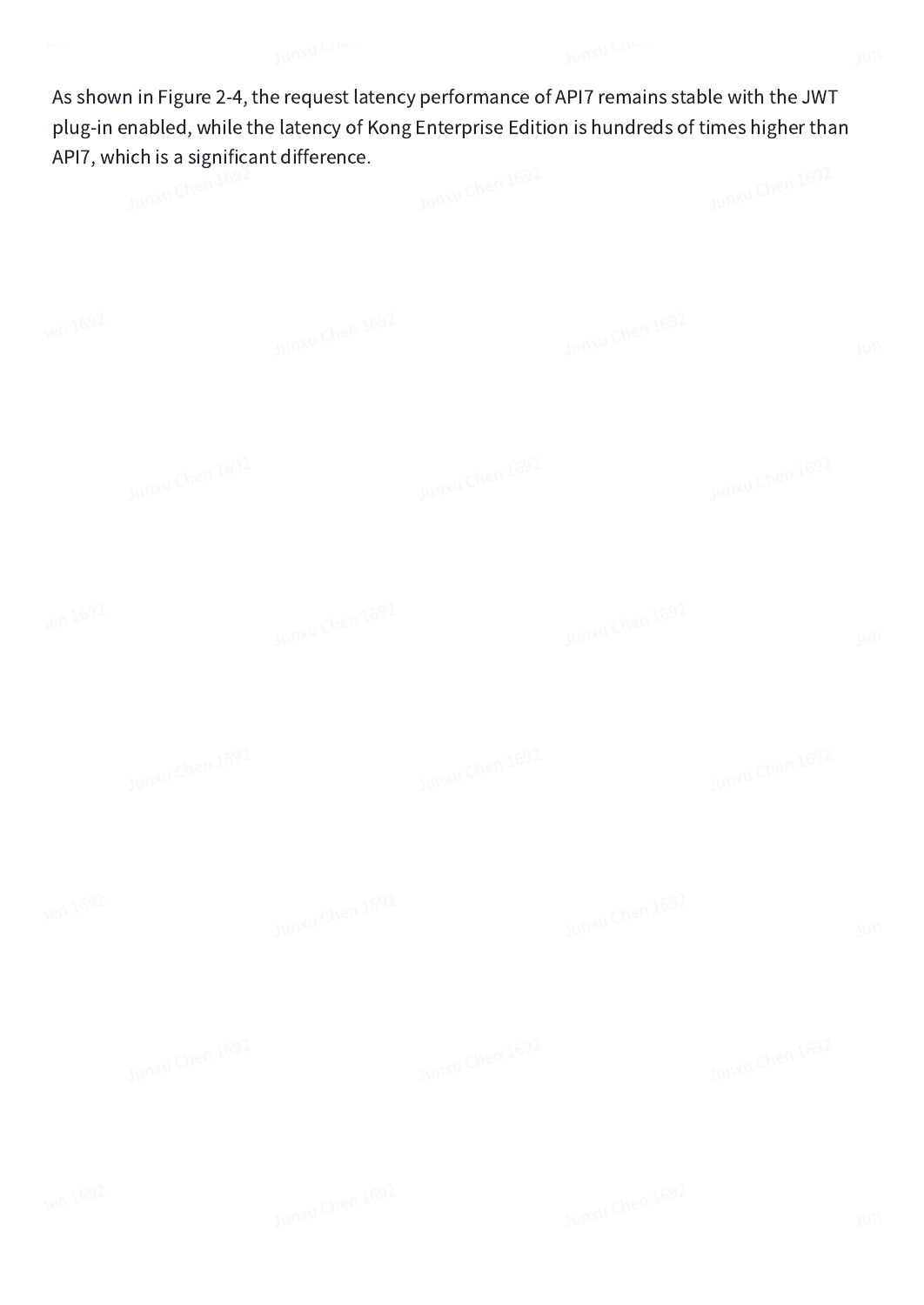As shown in Figure 2-4, the request latency performance of API7 remains stable with the JWT plug-in enabled, while the latency of Kong Enterprise Edition is hundreds of times higher than API7, which is a significant difference.